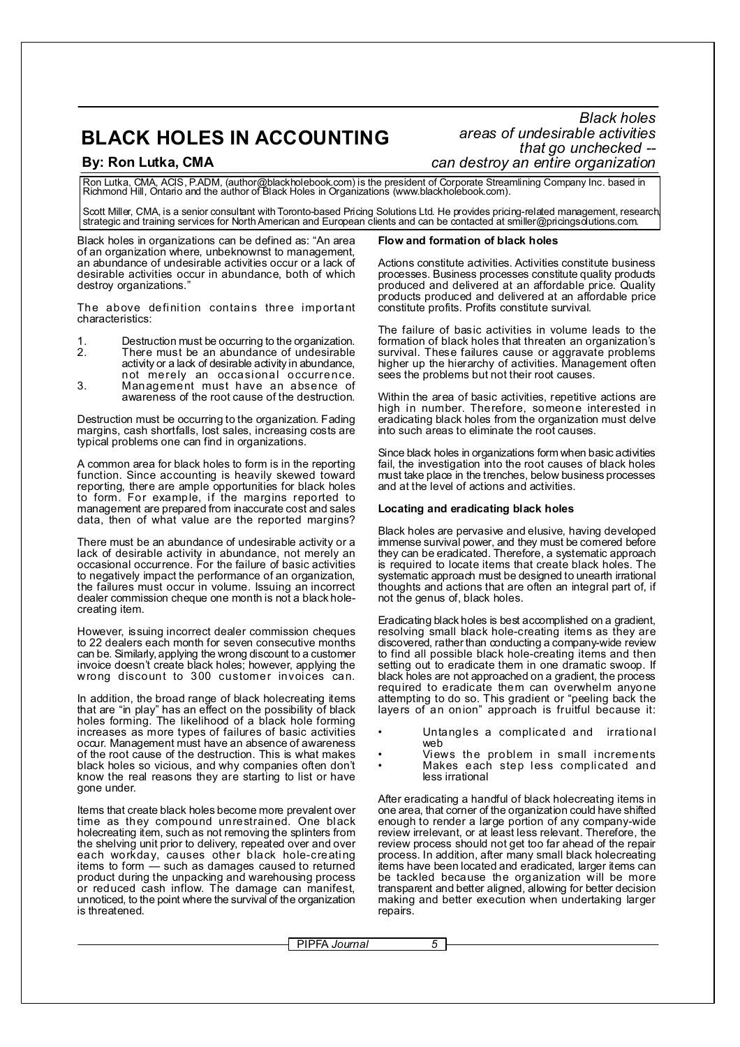# BLACK HOLES IN ACCOUNTING

*Black holes areas of undesirable activities that go unchecked -- can destroy an entire organization*

**By: Ron Lutka, CMA**

Ron Lutka, CMA, ACIS, P.ADM, (author@blackholebook.com) is the president of Corporate Streamlining Company Inc. based in Richmond Hill, Ontario and the author of Black Holes in Organizations (www.blackholebook.com).

Scott Miller, CMA, is a senior consultant with Toronto-based Pricing Solutions Ltd. He provides pricing-related management, research, strategic and training services for North American and European clients and can be contacted at smiller@pricingsolutions.com.

Black holes in organizations can be defined as: "An area of an organization where, unbeknownst to management, an abundance of undesirable activities occur or a lack of desirable activities occur in abundance, both of which destroy organizations."

The above definition contains three important characteristics:

1. Destruction must be occurring to the organization.
2. There must be an abundance of undesirable activity or a lack of desirable activity in abundance, not merely an occasional occurrence.
3. Management must have an absence of awareness of the root cause of the destruction.

Destruction must be occurring to the organization. Fading margins, cash shortfalls, lost sales, increasing costs are typical problems one can find in organizations.

A common area for black holes to form is in the reporting function. Since accounting is heavily skewed toward reporting, there are ample opportunities for black holes to form. For example, if the margins reported to management are prepared from inaccurate cost and sales data, then of what value are the reported margins?

There must be an abundance of undesirable activity or a lack of desirable activity in abundance, not merely an occasional occurrence. For the failure of basic activities to negatively impact the performance of an organization, the failures must occur in volume. Issuing an incorrect dealer commission cheque one month is not a black hole-creating item.

However, issuing incorrect dealer commission cheques to 22 dealers each month for seven consecutive months can be. Similarly, applying the wrong discount to a customer invoice doesn't create black holes; however, applying the wrong discount to 300 customer invoices can.

In addition, the broad range of black holecreating items that are "in play" has an effect on the possibility of black holes forming. The likelihood of a black hole forming increases as more types of failures of basic activities occur. Management must have an absence of awareness of the root cause of the destruction. This is what makes black holes so vicious, and why companies often don't know the real reasons they are starting to list or have gone under.

Items that create black holes become more prevalent over time as they compound unrestrained. One black holecreating item, such as not removing the splinters from the shelving unit prior to delivery, repeated over and over each workday, causes other black hole-creating items to form — such as damages caused to returned product during the unpacking and warehousing process or reduced cash inflow. The damage can manifest, unnoticed, to the point where the survival of the organization is threatened.

**Flow and formation of black holes**

Actions constitute activities. Activities constitute business processes. Business processes constitute quality products produced and delivered at an affordable price. Quality products produced and delivered at an affordable price constitute profits. Profits constitute survival.

The failure of basic activities in volume leads to the formation of black holes that threaten an organization's survival. These failures cause or aggravate problems higher up the hierarchy of activities. Management often sees the problems but not their root causes.

Within the area of basic activities, repetitive actions are high in number. Therefore, someone interested in eradicating black holes from the organization must delve into such areas to eliminate the root causes.

Since black holes in organizations form when basic activities fail, the investigation into the root causes of black holes must take place in the trenches, below business processes and at the level of actions and activities.

**Locating and eradicating black holes**

Black holes are pervasive and elusive, having developed immense survival power, and they must be cornered before they can be eradicated. Therefore, a systematic approach is required to locate items that create black holes. The systematic approach must be designed to unearth irrational thoughts and actions that are often an integral part of, if not the genus of, black holes.

Eradicating black holes is best accomplished on a gradient, resolving small black hole-creating items as they are discovered, rather than conducting a company-wide review to find all possible black hole-creating items and then setting out to eradicate them in one dramatic swoop. If black holes are not approached on a gradient, the process required to eradicate them can overwhelm anyone attempting to do so. This gradient or "peeling back the layers of an onion" approach is fruitful because it:

- Untangles a complicated and irrational web
- Views the problem in small increments
- Makes each step less complicated and less irrational

After eradicating a handful of black holecreating items in one area, that corner of the organization could have shifted enough to render a large portion of any company-wide review irrelevant, or at least less relevant. Therefore, the review process should not get too far ahead of the repair process. In addition, after many small black holecreating items have been located and eradicated, larger items can be tackled because the organization will be more transparent and better aligned, allowing for better decision making and better execution when undertaking larger repairs.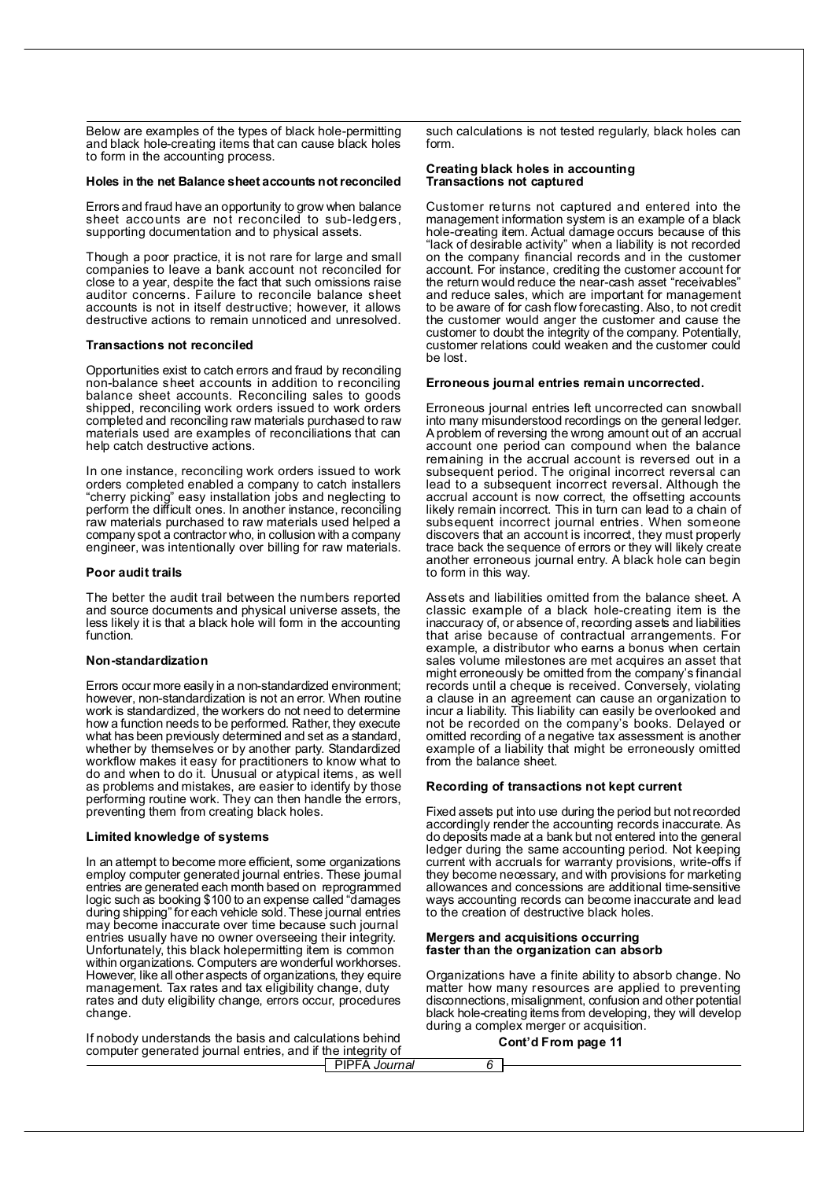Below are examples of the types of black hole-permitting and black hole-creating items that can cause black holes to form in the accounting process.

**Holes in the net Balance sheet accounts not reconciled**

Errors and fraud have an opportunity to grow when balance sheet accounts are not reconciled to sub-ledgers, supporting documentation and to physical assets.

Though a poor practice, it is not rare for large and small companies to leave a bank account not reconciled for close to a year, despite the fact that such omissions raise auditor concerns. Failure to reconcile balance sheet accounts is not in itself destructive; however, it allows destructive actions to remain unnoticed and unresolved.

**Transactions not reconciled**

Opportunities exist to catch errors and fraud by reconciling non-balance sheet accounts in addition to reconciling balance sheet accounts. Reconciling sales to goods shipped, reconciling work orders issued to work orders completed and reconciling raw materials purchased to raw materials used are examples of reconciliations that can help catch destructive actions.

In one instance, reconciling work orders issued to work orders completed enabled a company to catch installers "cherry picking" easy installation jobs and neglecting to perform the difficult ones. In another instance, reconciling raw materials purchased to raw materials used helped a company spot a contractor who, in collusion with a company engineer, was intentionally over billing for raw materials.

**Poor audit trails**

The better the audit trail between the numbers reported and source documents and physical universe assets, the less likely it is that a black hole will form in the accounting function.

**Non-standardization**

Errors occur more easily in a non-standardized environment; however, non-standardization is not an error. When routine work is standardized, the workers do not need to determine how a function needs to be performed. Rather, they execute what has been previously determined and set as a standard, whether by themselves or by another party. Standardized workflow makes it easy for practitioners to know what to do and when to do it. Unusual or atypical items, as well as problems and mistakes, are easier to identify by those performing routine work. They can then handle the errors, preventing them from creating black holes.

**Limited knowledge of systems**

In an attempt to become more efficient, some organizations employ computer generated journal entries. These journal entries are generated each month based on reprogrammed logic such as booking $100 to an expense called "damages during shipping" for each vehicle sold. These journal entries may become inaccurate over time because such journal entries usually have no owner overseeing their integrity. Unfortunately, this black holepermitting item is common within organizations. Computers are wonderful workhorses. However, like all other aspects of organizations, they equire management. Tax rates and tax eligibility change, duty rates and duty eligibility change, errors occur, procedures change.

If nobody understands the basis and calculations behind computer generated journal entries, and if the integrity of such calculations is not tested regularly, black holes can form.

**Creating black holes in accounting**
**Transactions not captured**

Customer returns not captured and entered into the management information system is an example of a black hole-creating item. Actual damage occurs because of this "lack of desirable activity" when a liability is not recorded on the company financial records and in the customer account. For instance, crediting the customer account for the return would reduce the near-cash asset "receivables" and reduce sales, which are important for management to be aware of for cash flow forecasting. Also, to not credit the customer would anger the customer and cause the customer to doubt the integrity of the company. Potentially, customer relations could weaken and the customer could be lost.

**Erroneous journal entries remain uncorrected.**

Erroneous journal entries left uncorrected can snowball into many misunderstood recordings on the general ledger. A problem of reversing the wrong amount out of an accrual account one period can compound when the balance remaining in the accrual account is reversed out in a subsequent period. The original incorrect reversal can lead to a subsequent incorrect reversal. Although the accrual account is now correct, the offsetting accounts likely remain incorrect. This in turn can lead to a chain of subsequent incorrect journal entries. When someone discovers that an account is incorrect, they must properly trace back the sequence of errors or they will likely create another erroneous journal entry. A black hole can begin to form in this way.

Assets and liabilities omitted from the balance sheet. A classic example of a black hole-creating item is the inaccuracy of, or absence of, recording assets and liabilities that arise because of contractual arrangements. For example, a distributor who earns a bonus when certain sales volume milestones are met acquires an asset that might erroneously be omitted from the company's financial records until a cheque is received. Conversely, violating a clause in an agreement can cause an organization to incur a liability. This liability can easily be overlooked and not be recorded on the company's books. Delayed or omitted recording of a negative tax assessment is another example of a liability that might be erroneously omitted from the balance sheet.

**Recording of transactions not kept current**

Fixed assets put into use during the period but not recorded accordingly render the accounting records inaccurate. As do deposits made at a bank but not entered into the general ledger during the same accounting period. Not keeping current with accruals for warranty provisions, write-offs if they become necessary, and with provisions for marketing allowances and concessions are additional time-sensitive ways accounting records can become inaccurate and lead to the creation of destructive black holes.

**Mergers and acquisitions occurring faster than the organization can absorb**

Organizations have a finite ability to absorb change. No matter how many resources are applied to preventing disconnections, misalignment, confusion and other potential black hole-creating items from developing, they will develop during a complex merger or acquisition.

**Cont'd From page 11**